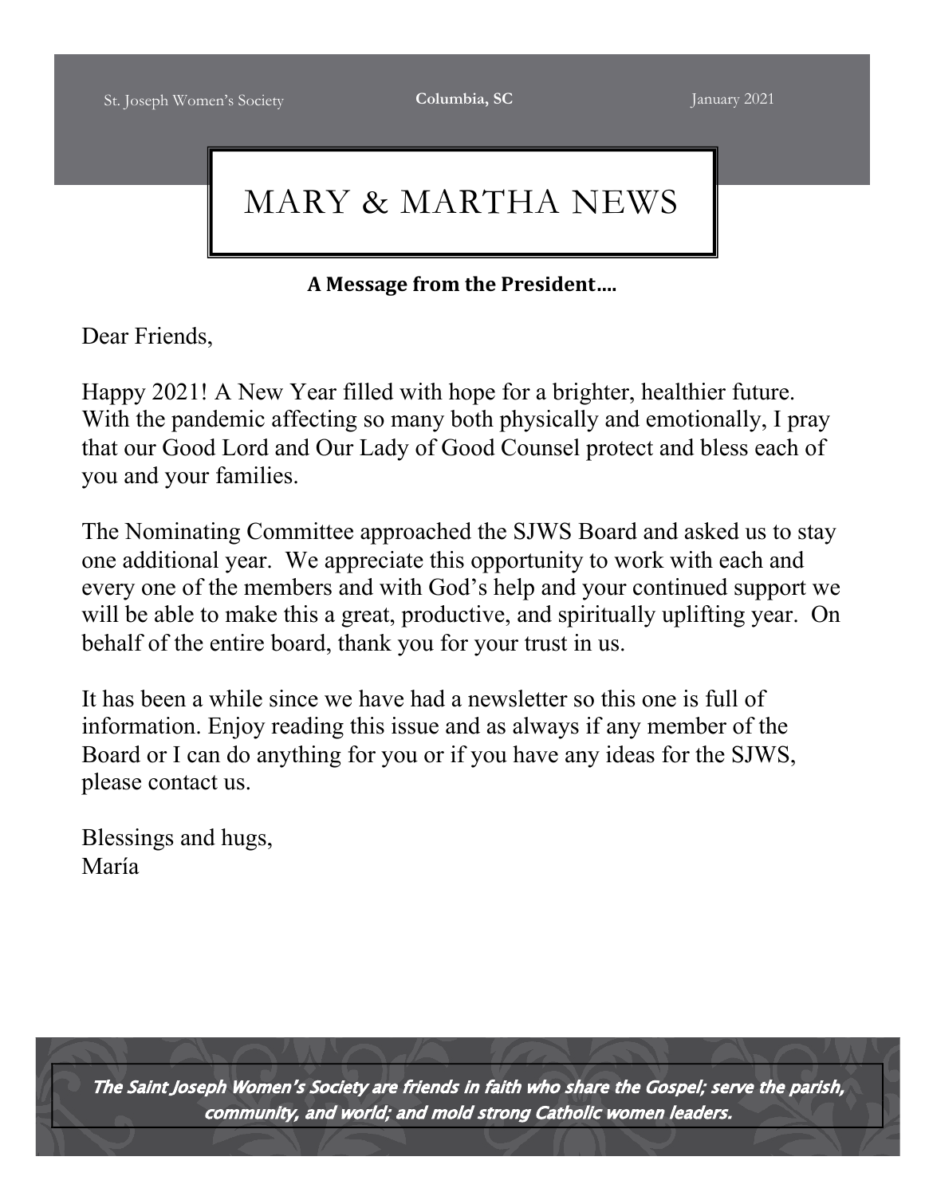St. Joseph Women's Society | **Columbia, SC** | January 2021

# MARY & MARTHA NEWS

### A Message from the President….

Dear Friends,

Happy 2021! A New Year filled with hope for a brighter, healthier future. With the pandemic affecting so many both physically and emotionally, I pray that our Good Lord and Our Lady of Good Counsel protect and bless each of you and your families.

The Nominating Committee approached the SJWS Board and asked us to stay one additional year. We appreciate this opportunity to work with each and every one of the members and with God's help and your continued support we will be able to make this a great, productive, and spiritually uplifting year. On behalf of the entire board, thank you for your trust in us.

It has been a while since we have had a newsletter so this one is full of information. Enjoy reading this issue and as always if any member of the Board or I can do anything for you or if you have any ideas for the SJWS, please contact us.

Blessings and hugs,
María

***The Saint Joseph Women's Society are friends in faith who share the Gospel; serve the parish, community, and world; and mold strong Catholic women leaders.***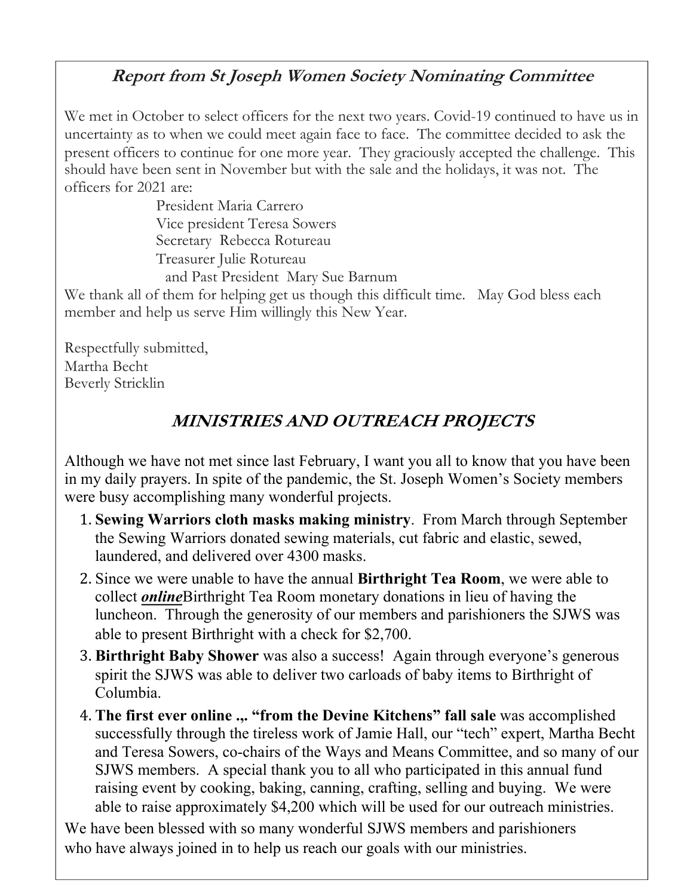## *Report from St Joseph Women Society Nominating Committee*

We met in October to select officers for the next two years. Covid-19 continued to have us in uncertainty as to when we could meet again face to face. The committee decided to ask the present officers to continue for one more year. They graciously accepted the challenge. This should have been sent in November but with the sale and the holidays, it was not. The officers for 2021 are:

President Maria Carrero
Vice president Teresa Sowers
Secretary Rebecca Rotureau
Treasurer Julie Rotureau
and Past President Mary Sue Barnum

We thank all of them for helping get us though this difficult time. May God bless each member and help us serve Him willingly this New Year.

Respectfully submitted,
Martha Becht
Beverly Stricklin

## *MINISTRIES AND OUTREACH PROJECTS*

Although we have not met since last February, I want you all to know that you have been in my daily prayers. In spite of the pandemic, the St. Joseph Women's Society members were busy accomplishing many wonderful projects.

1. **Sewing Warriors cloth masks making ministry**. From March through September the Sewing Warriors donated sewing materials, cut fabric and elastic, sewed, laundered, and delivered over 4300 masks.
2. Since we were unable to have the annual **Birthright Tea Room**, we were able to collect ***online***Birthright Tea Room monetary donations in lieu of having the luncheon. Through the generosity of our members and parishioners the SJWS was able to present Birthright with a check for $2,700.
3. **Birthright Baby Shower** was also a success! Again through everyone's generous spirit the SJWS was able to deliver two carloads of baby items to Birthright of Columbia.
4. **The first ever online .,. "from the Devine Kitchens" fall sale** was accomplished successfully through the tireless work of Jamie Hall, our "tech" expert, Martha Becht and Teresa Sowers, co-chairs of the Ways and Means Committee, and so many of our SJWS members. A special thank you to all who participated in this annual fund raising event by cooking, baking, canning, crafting, selling and buying. We were able to raise approximately $4,200 which will be used for our outreach ministries.

We have been blessed with so many wonderful SJWS members and parishioners who have always joined in to help us reach our goals with our ministries.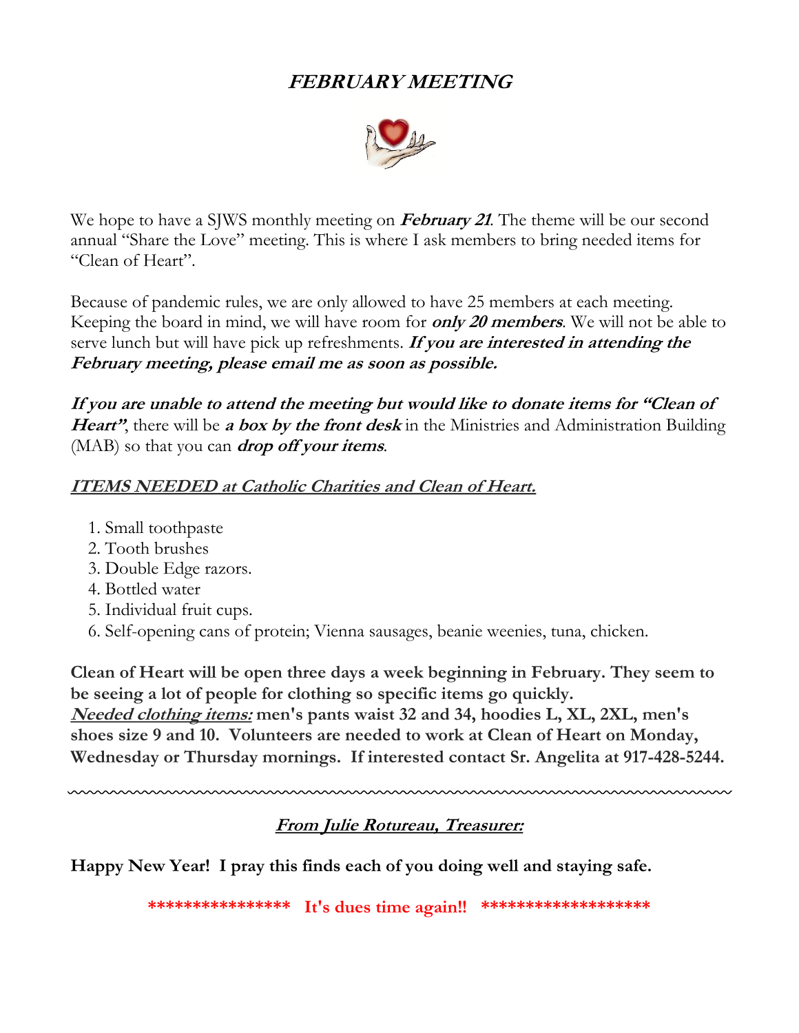# *FEBRUARY MEETING*

We hope to have a SJWS monthly meeting on ***February 21***. The theme will be our second annual "Share the Love" meeting. This is where I ask members to bring needed items for "Clean of Heart".

Because of pandemic rules, we are only allowed to have 25 members at each meeting. Keeping the board in mind, we will have room for ***only 20 members***. We will not be able to serve lunch but will have pick up refreshments. ***If you are interested in attending the February meeting, please email me as soon as possible.***

***If you are unable to attend the meeting but would like to donate items for "Clean of Heart"***, there will be ***a box by the front desk*** in the Ministries and Administration Building (MAB) so that you can ***drop off your items***.

***<u>ITEMS NEEDED at Catholic Charities and Clean of Heart.</u>***

1. Small toothpaste
2. Tooth brushes
3. Double Edge razors.
4. Bottled water
5. Individual fruit cups.
6. Self-opening cans of protein; Vienna sausages, beanie weenies, tuna, chicken.

**Clean of Heart will be open three days a week beginning in February. They seem to be seeing a lot of people for clothing so specific items go quickly.**
***<u>Needed clothing items:</u>*** **men's pants waist 32 and 34, hoodies L, XL, 2XL, men's shoes size 9 and 10. Volunteers are needed to work at Clean of Heart on Monday, Wednesday or Thursday mornings. If interested contact Sr. Angelita at 917-428-5244.**

---

## ***<u>From Julie Rotureau, Treasurer:</u>***

**Happy New Year! I pray this finds each of you doing well and staying safe.**

**\*\*\*\*\*\*\*\*\*\*\*\*\*\*\*\*\*\* It's dues time again!! \*\*\*\*\*\*\*\*\*\*\*\*\*\*\*\*\*\*\*\***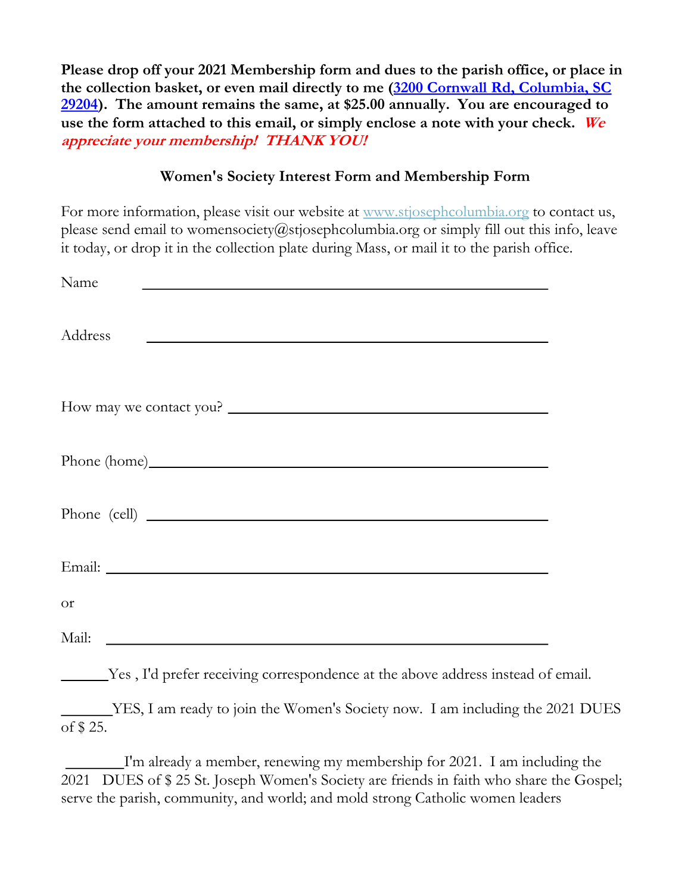**Please drop off your 2021 Membership form and dues to the parish office, or place in the collection basket, or even mail directly to me ([3200 Cornwall Rd, Columbia, SC 29204](3200 Cornwall Rd, Columbia, SC 29204)). The amount remains the same, at $25.00 annually. You are encouraged to use the form attached to this email, or simply enclose a note with your check.** ***We appreciate your membership! THANK YOU!***

**Women's Society Interest Form and Membership Form**

For more information, please visit our website at [www.stjosephcolumbia.org](www.stjosephcolumbia.org) to contact us, please send email to womensociety@stjosephcolumbia.org or simply fill out this info, leave it today, or drop it in the collection plate during Mass, or mail it to the parish office.

Name ______________________________________________

Address ______________________________________________

How may we contact you? ________________________________

Phone (home)__________________________________________

Phone (cell) __________________________________________

Email: ______________________________________________

or

Mail: ______________________________________________

______Yes , I'd prefer receiving correspondence at the above address instead of email.

_______YES, I am ready to join the Women's Society now. I am including the 2021 DUES of $ 25.

_______I'm already a member, renewing my membership for 2021. I am including the 2021 DUES of $ 25 St. Joseph Women's Society are friends in faith who share the Gospel; serve the parish, community, and world; and mold strong Catholic women leaders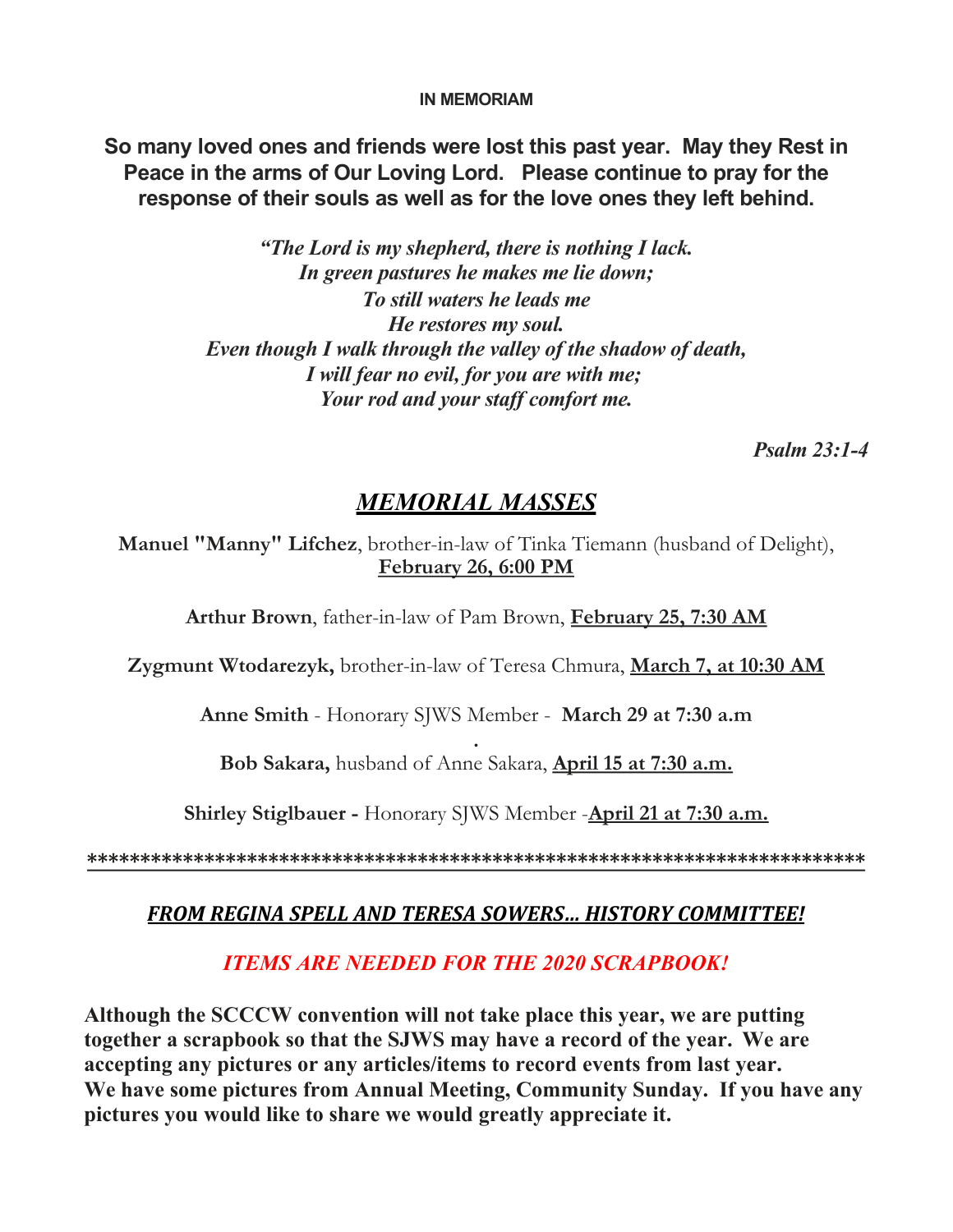**IN MEMORIAM**

**So many loved ones and friends were lost this past year. May they Rest in Peace in the arms of Our Loving Lord. Please continue to pray for the response of their souls as well as for the love ones they left behind.**

***"The Lord is my shepherd, there is nothing I lack.***
***In green pastures he makes me lie down;***
***To still waters he leads me***
***He restores my soul.***
***Even though I walk through the valley of the shadow of death,***
***I will fear no evil, for you are with me;***
***Your rod and your staff comfort me.***

***Psalm 23:1-4***

## ***MEMORIAL MASSES***

**Manuel "Manny" Lifchez**, brother-in-law of Tinka Tiemann (husband of Delight), **February 26, 6:00 PM**

**Arthur Brown**, father-in-law of Pam Brown, **February 25, 7:30 AM**

**Zygmunt Wtodarezyk,** brother-in-law of Teresa Chmura, **March 7, at 10:30 AM**

**Anne Smith** - Honorary SJWS Member - **March 29 at 7:30 a.m**

.

**Bob Sakara,** husband of Anne Sakara, **April 15 at 7:30 a.m.**

**Shirley Stiglbauer -** Honorary SJWS Member -**April 21 at 7:30 a.m.**

****************************************************************************

***FROM REGINA SPELL AND TERESA SOWERS… HISTORY COMMITTEE!***

***ITEMS ARE NEEDED FOR THE 2020 SCRAPBOOK!***

**Although the SCCCW convention will not take place this year, we are putting together a scrapbook so that the SJWS may have a record of the year. We are accepting any pictures or any articles/items to record events from last year. We have some pictures from Annual Meeting, Community Sunday. If you have any pictures you would like to share we would greatly appreciate it.**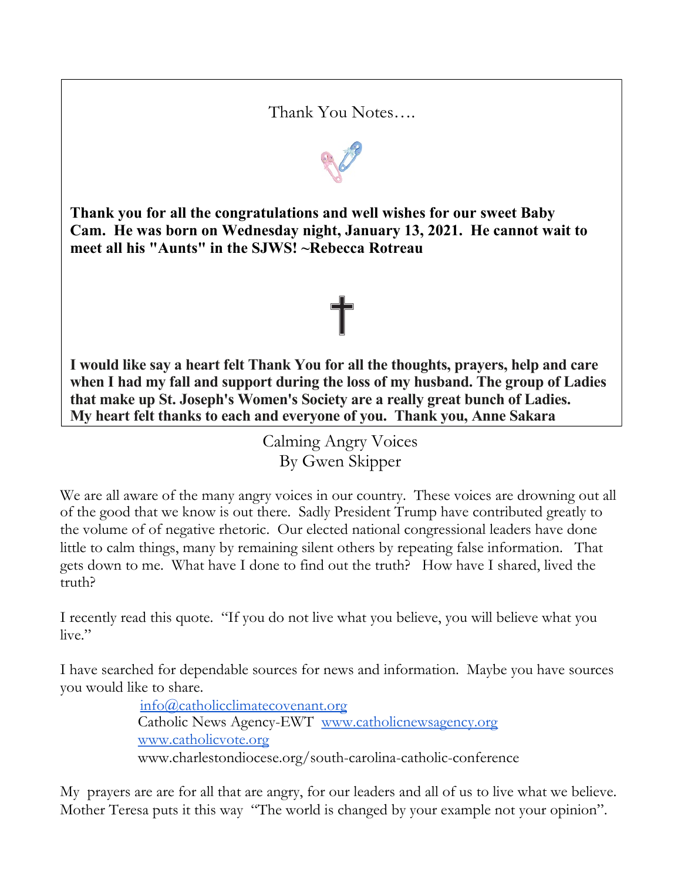Thank You Notes….

**Thank you for all the congratulations and well wishes for our sweet Baby Cam. He was born on Wednesday night, January 13, 2021. He cannot wait to meet all his "Aunts" in the SJWS! ~Rebecca Rotreau**

**I would like say a heart felt Thank You for all the thoughts, prayers, help and care when I had my fall and support during the loss of my husband. The group of Ladies that make up St. Joseph's Women's Society are a really great bunch of Ladies. My heart felt thanks to each and everyone of you. Thank you, Anne Sakara**

## Calming Angry Voices
By Gwen Skipper

We are all aware of the many angry voices in our country. These voices are drowning out all of the good that we know is out there. Sadly President Trump have contributed greatly to the volume of of negative rhetoric. Our elected national congressional leaders have done little to calm things, many by remaining silent others by repeating false information. That gets down to me. What have I done to find out the truth? How have I shared, lived the truth?

I recently read this quote. "If you do not live what you believe, you will believe what you live."

I have searched for dependable sources for news and information. Maybe you have sources you would like to share.

info@catholicclimatecovenant.org
Catholic News Agency-EWT www.catholicnewsagency.org
www.catholicvote.org
www.charlestondiocese.org/south-carolina-catholic-conference

My prayers are are for all that are angry, for our leaders and all of us to live what we believe. Mother Teresa puts it this way "The world is changed by your example not your opinion".